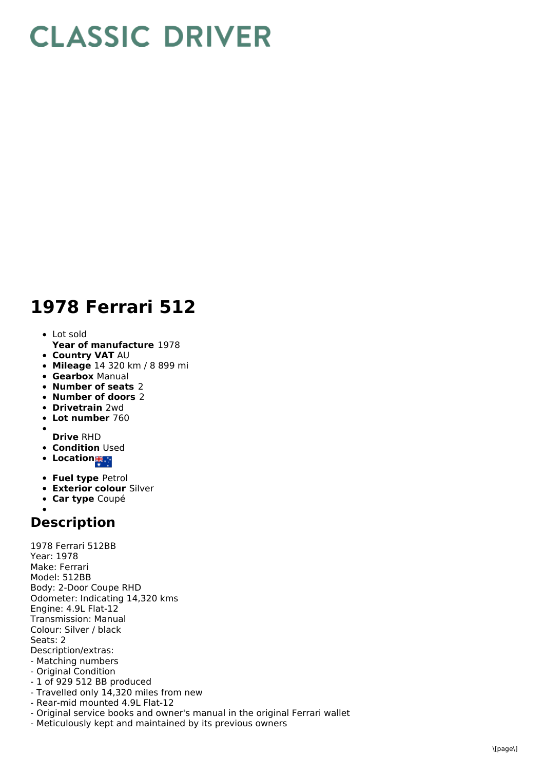# CLASSIC DRIVER

# 1978 Ferrari 512

- Lot sold
  **Year of manufacture** 1978
- **Country VAT** AU
- **Mileage** 14 320 km / 8 899 mi
- **Gearbox** Manual
- **Number of seats** 2
- **Number of doors** 2
- **Drivetrain** 2wd
- **Lot number** 760
- **Drive** RHD
- **Condition** Used
- **Location**
- **Fuel type** Petrol
- **Exterior colour** Silver
- **Car type** Coupé

## Description

1978 Ferrari 512BB
Year: 1978
Make: Ferrari
Model: 512BB
Body: 2-Door Coupe RHD
Odometer: Indicating 14,320 kms
Engine: 4.9L Flat-12
Transmission: Manual
Colour: Silver / black
Seats: 2
Description/extras:
- Matching numbers
- Original Condition
- 1 of 929 512 BB produced
- Travelled only 14,320 miles from new
- Rear-mid mounted 4.9L Flat-12
- Original service books and owner's manual in the original Ferrari wallet
- Meticulously kept and maintained by its previous owners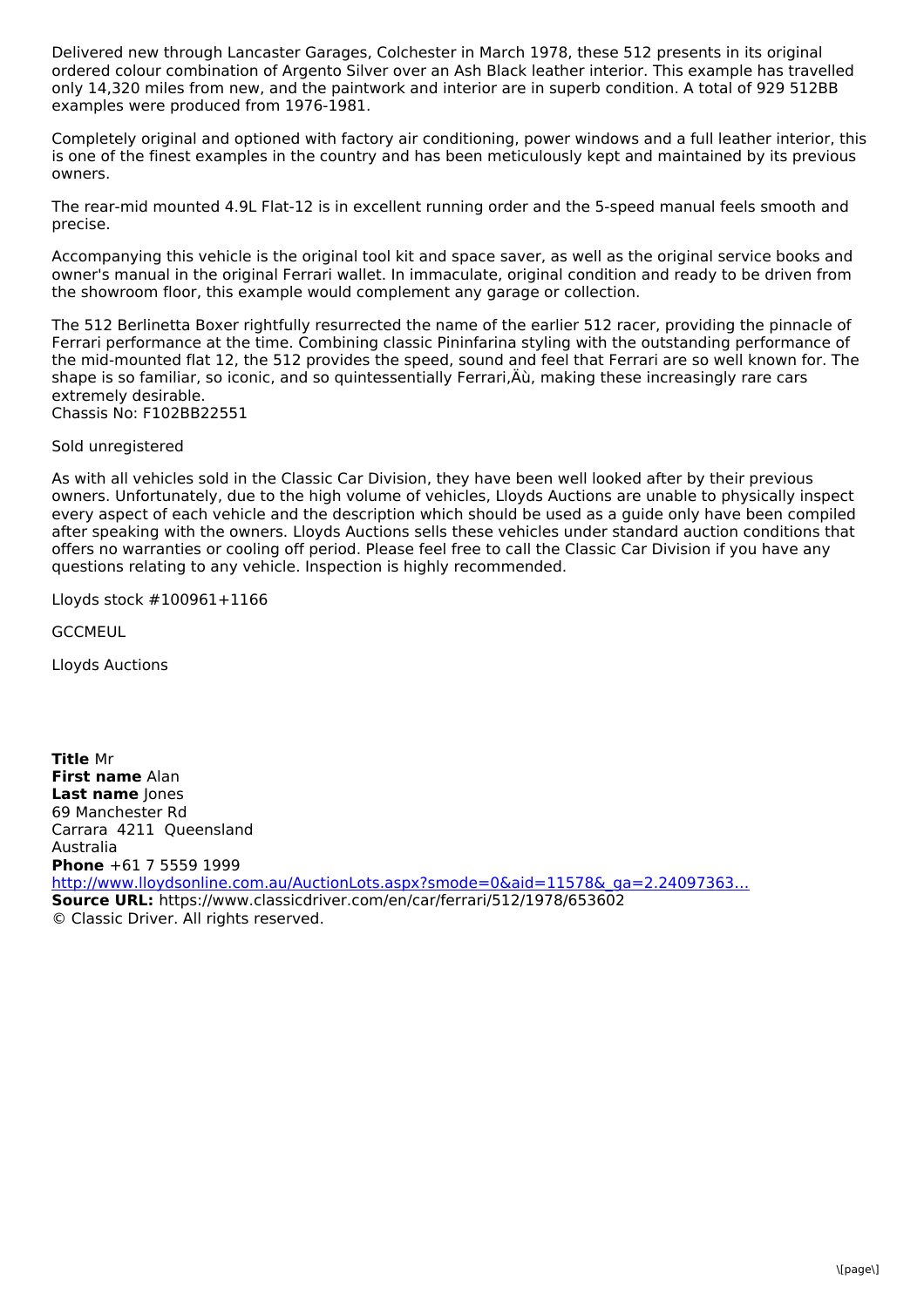Delivered new through Lancaster Garages, Colchester in March 1978, these 512 presents in its original ordered colour combination of Argento Silver over an Ash Black leather interior. This example has travelled only 14,320 miles from new, and the paintwork and interior are in superb condition. A total of 929 512BB examples were produced from 1976-1981.

Completely original and optioned with factory air conditioning, power windows and a full leather interior, this is one of the finest examples in the country and has been meticulously kept and maintained by its previous owners.

The rear-mid mounted 4.9L Flat-12 is in excellent running order and the 5-speed manual feels smooth and precise.

Accompanying this vehicle is the original tool kit and space saver, as well as the original service books and owner's manual in the original Ferrari wallet. In immaculate, original condition and ready to be driven from the showroom floor, this example would complement any garage or collection.

The 512 Berlinetta Boxer rightfully resurrected the name of the earlier 512 racer, providing the pinnacle of Ferrari performance at the time. Combining classic Pininfarina styling with the outstanding performance of the mid-mounted flat 12, the 512 provides the speed, sound and feel that Ferrari are so well known for. The shape is so familiar, so iconic, and so quintessentially Ferrari‚Äù, making these increasingly rare cars extremely desirable.
Chassis No: F102BB22551

Sold unregistered

As with all vehicles sold in the Classic Car Division, they have been well looked after by their previous owners. Unfortunately, due to the high volume of vehicles, Lloyds Auctions are unable to physically inspect every aspect of each vehicle and the description which should be used as a guide only have been compiled after speaking with the owners. Lloyds Auctions sells these vehicles under standard auction conditions that offers no warranties or cooling off period. Please feel free to call the Classic Car Division if you have any questions relating to any vehicle. Inspection is highly recommended.

Lloyds stock #100961+1166

GCCMEUL

Lloyds Auctions

**Title** Mr
**First name** Alan
**Last name** Jones
69 Manchester Rd
Carrara 4211 Queensland
Australia
**Phone** +61 7 5559 1999
http://www.lloydsonline.com.au/AuctionLots.aspx?smode=0&aid=11578&_ga=2.24097363...
**Source URL:** https://www.classicdriver.com/en/car/ferrari/512/1978/653602
© Classic Driver. All rights reserved.